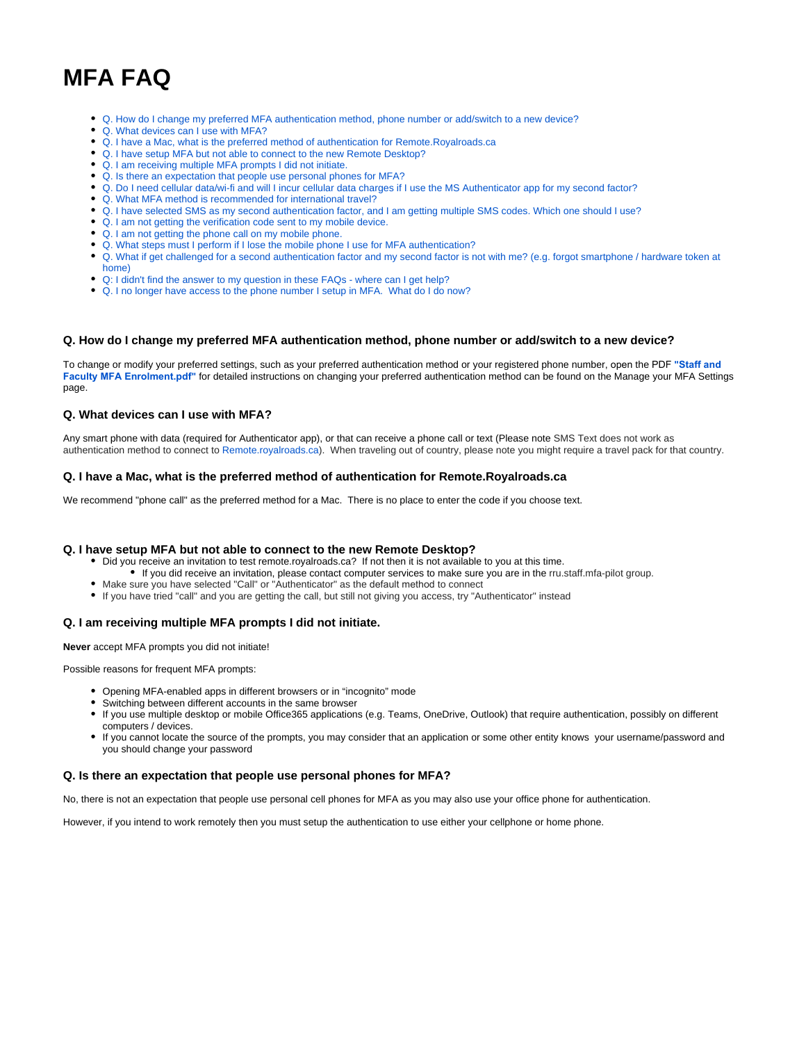# MFA FAQ

- Q. How do I change my preferred MFA authentication method, phone number or add/switch to a new device?
- Q. What devices can I use with MFA?
- Q. I have a Mac, what is the preferred method of authentication for Remote.Royalroads.ca
- Q. I have setup MFA but not able to connect to the new Remote Desktop?
- Q. I am receiving multiple MFA prompts I did not initiate.
- Q. Is there an expectation that people use personal phones for MFA?
- Q. Do I need cellular data/wi-fi and will I incur cellular data charges if I use the MS Authenticator app for my second factor?
- Q. What MFA method is recommended for international travel?
- Q. I have selected SMS as my second authentication factor, and I am getting multiple SMS codes. Which one should I use?
- Q. I am not getting the verification code sent to my mobile device.
- Q. I am not getting the phone call on my mobile phone.
- Q. What steps must I perform if I lose the mobile phone I use for MFA authentication?
- Q. What if get challenged for a second authentication factor and my second factor is not with me? (e.g. forgot smartphone / hardware token at home)
- Q: I didn't find the answer to my question in these FAQs - where can I get help?
- Q. I no longer have access to the phone number I setup in MFA. What do I do now?

### Q. How do I change my preferred MFA authentication method, phone number or add/switch to a new device?

To change or modify your preferred settings, such as your preferred authentication method or your registered phone number, open the PDF **"Staff and Faculty MFA Enrolment.pdf"** for detailed instructions on changing your preferred authentication method can be found on the Manage your MFA Settings page.

### Q. What devices can I use with MFA?

Any smart phone with data (required for Authenticator app), or that can receive a phone call or text (Please note SMS Text does not work as authentication method to connect to Remote.royalroads.ca). When traveling out of country, please note you might require a travel pack for that country.

### Q. I have a Mac, what is the preferred method of authentication for Remote.Royalroads.ca

We recommend "phone call" as the preferred method for a Mac. There is no place to enter the code if you choose text.

### Q. I have setup MFA but not able to connect to the new Remote Desktop?

- Did you receive an invitation to test remote.royalroads.ca? If not then it is not available to you at this time.
  - If you did receive an invitation, please contact computer services to make sure you are in the rru.staff.mfa-pilot group.
- Make sure you have selected "Call" or "Authenticator" as the default method to connect
- If you have tried "call" and you are getting the call, but still not giving you access, try "Authenticator" instead

### Q. I am receiving multiple MFA prompts I did not initiate.

**Never** accept MFA prompts you did not initiate!

Possible reasons for frequent MFA prompts:

- Opening MFA-enabled apps in different browsers or in "incognito" mode
- Switching between different accounts in the same browser
- If you use multiple desktop or mobile Office365 applications (e.g. Teams, OneDrive, Outlook) that require authentication, possibly on different computers / devices.
- If you cannot locate the source of the prompts, you may consider that an application or some other entity knows your username/password and you should change your password

### Q. Is there an expectation that people use personal phones for MFA?

No, there is not an expectation that people use personal cell phones for MFA as you may also use your office phone for authentication.

However, if you intend to work remotely then you must setup the authentication to use either your cellphone or home phone.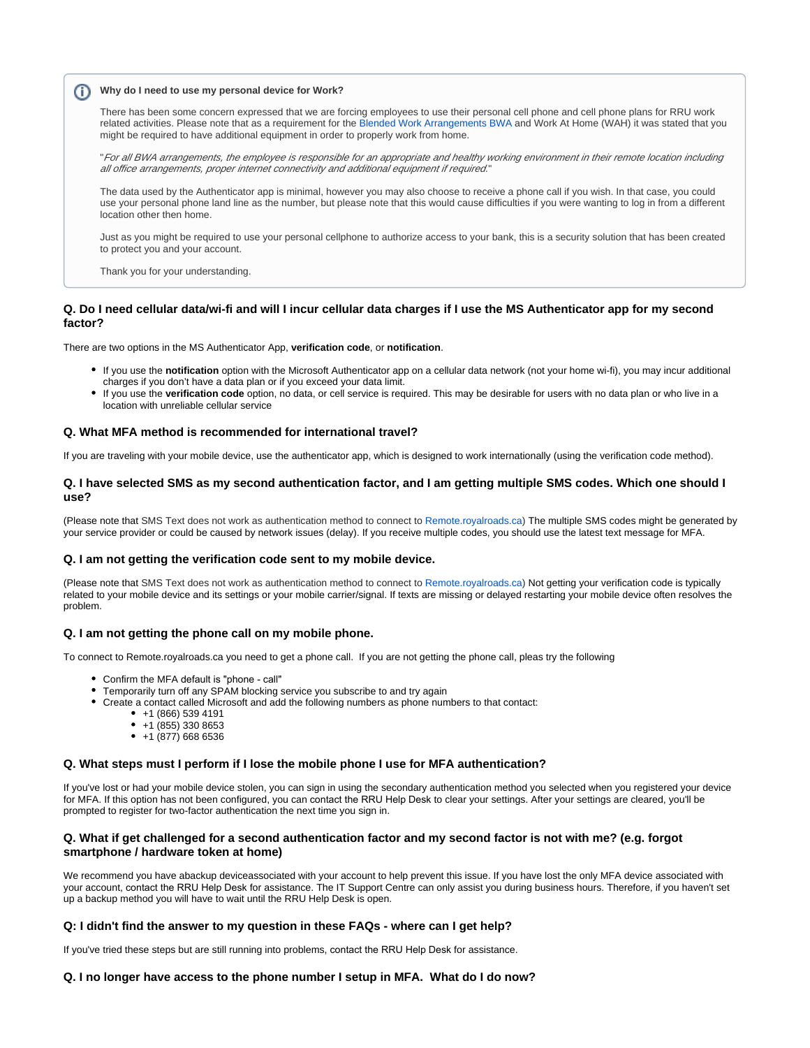> **Why do I need to use my personal device for Work?**
>
> There has been some concern expressed that we are forcing employees to use their personal cell phone and cell phone plans for RRU work related activities. Please note that as a requirement for the Blended Work Arrangements BWA and Work At Home (WAH) it was stated that you might be required to have additional equipment in order to properly work from home.
>
> "*For all BWA arrangements, the employee is responsible for an appropriate and healthy working environment in their remote location including all office arrangements, proper internet connectivity and additional equipment if required.*"
>
> The data used by the Authenticator app is minimal, however you may also choose to receive a phone call if you wish. In that case, you could use your personal phone land line as the number, but please note that this would cause difficulties if you were wanting to log in from a different location other then home.
>
> Just as you might be required to use your personal cellphone to authorize access to your bank, this is a security solution that has been created to protect you and your account.
>
> Thank you for your understanding.

### Q. Do I need cellular data/wi-fi and will I incur cellular data charges if I use the MS Authenticator app for my second factor?

There are two options in the MS Authenticator App, **verification code**, or **notification**.

- If you use the **notification** option with the Microsoft Authenticator app on a cellular data network (not your home wi-fi), you may incur additional charges if you don't have a data plan or if you exceed your data limit.
- If you use the **verification code** option, no data, or cell service is required. This may be desirable for users with no data plan or who live in a location with unreliable cellular service

### Q. What MFA method is recommended for international travel?

If you are traveling with your mobile device, use the authenticator app, which is designed to work internationally (using the verification code method).

### Q. I have selected SMS as my second authentication factor, and I am getting multiple SMS codes. Which one should I use?

(Please note that SMS Text does not work as authentication method to connect to Remote.royalroads.ca) The multiple SMS codes might be generated by your service provider or could be caused by network issues (delay). If you receive multiple codes, you should use the latest text message for MFA.

### Q. I am not getting the verification code sent to my mobile device.

(Please note that SMS Text does not work as authentication method to connect to Remote.royalroads.ca) Not getting your verification code is typically related to your mobile device and its settings or your mobile carrier/signal. If texts are missing or delayed restarting your mobile device often resolves the problem.

### Q. I am not getting the phone call on my mobile phone.

To connect to Remote.royalroads.ca you need to get a phone call. If you are not getting the phone call, pleas try the following

- Confirm the MFA default is "phone - call"
- Temporarily turn off any SPAM blocking service you subscribe to and try again
- Create a contact called Microsoft and add the following numbers as phone numbers to that contact:
  - +1 (866) 539 4191
  - +1 (855) 330 8653
  - +1 (877) 668 6536

### Q. What steps must I perform if I lose the mobile phone I use for MFA authentication?

If you've lost or had your mobile device stolen, you can sign in using the secondary authentication method you selected when you registered your device for MFA. If this option has not been configured, you can contact the RRU Help Desk to clear your settings. After your settings are cleared, you'll be prompted to register for two-factor authentication the next time you sign in.

### Q. What if get challenged for a second authentication factor and my second factor is not with me? (e.g. forgot smartphone / hardware token at home)

We recommend you have abackup deviceassociated with your account to help prevent this issue. If you have lost the only MFA device associated with your account, contact the RRU Help Desk for assistance. The IT Support Centre can only assist you during business hours. Therefore, if you haven't set up a backup method you will have to wait until the RRU Help Desk is open.

### Q: I didn't find the answer to my question in these FAQs - where can I get help?

If you've tried these steps but are still running into problems, contact the RRU Help Desk for assistance.

### Q. I no longer have access to the phone number I setup in MFA. What do I do now?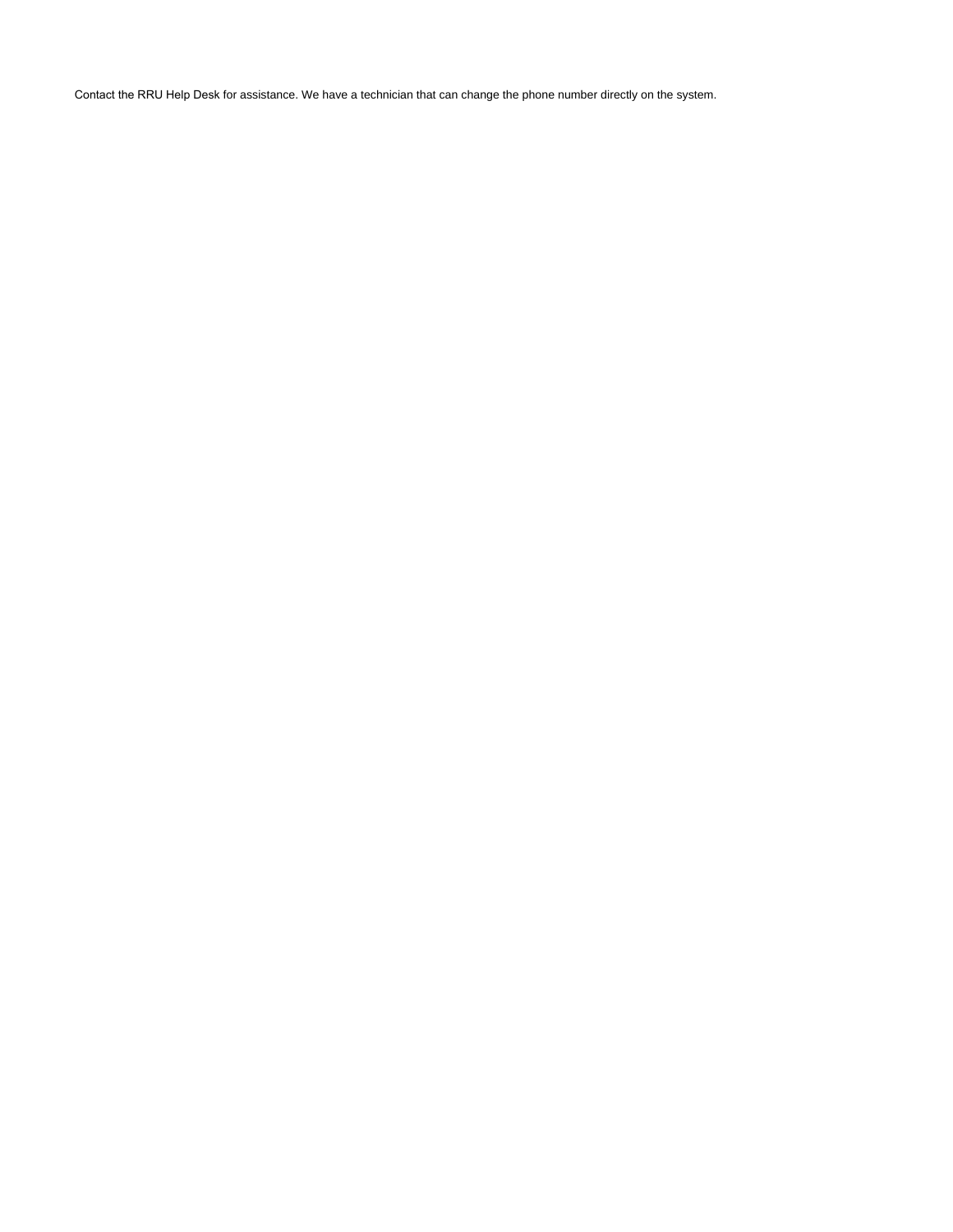Contact the RRU Help Desk for assistance. We have a technician that can change the phone number directly on the system.